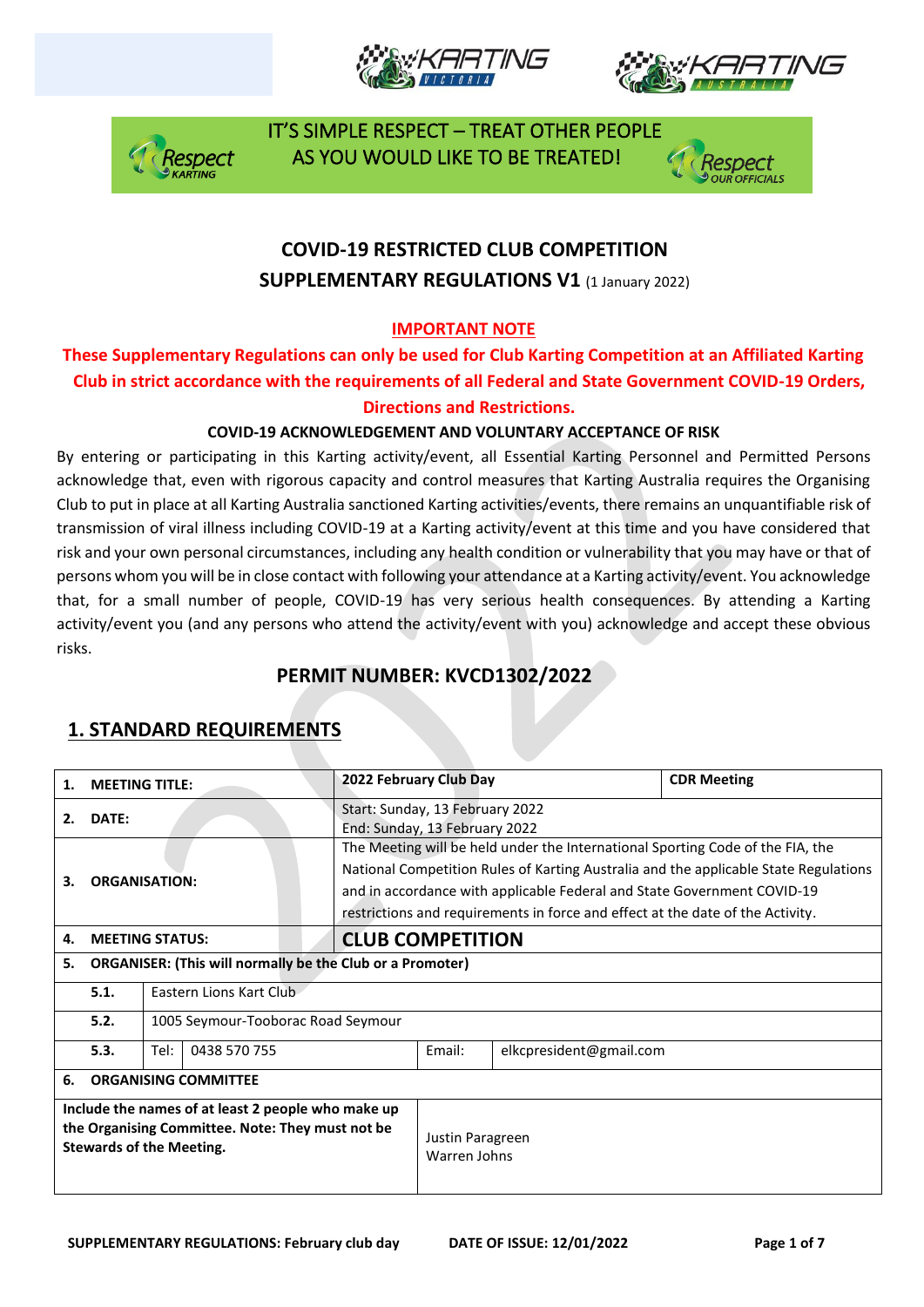IT'S SIMPLE RESPECT – TREAT OTHER PEOPLE AS YOU WOULD LIKE TO BE TREATED!

# COVID-19 RESTRICTED CLUB COMPETITION SUPPLEMENTARY REGULATIONS V1 (1 January 2022)

**IMPORTANT NOTE**

**These Supplementary Regulations can only be used for Club Karting Competition at an Affiliated Karting Club in strict accordance with the requirements of all Federal and State Government COVID-19 Orders, Directions and Restrictions.**

**COVID-19 ACKNOWLEDGEMENT AND VOLUNTARY ACCEPTANCE OF RISK**

By entering or participating in this Karting activity/event, all Essential Karting Personnel and Permitted Persons acknowledge that, even with rigorous capacity and control measures that Karting Australia requires the Organising Club to put in place at all Karting Australia sanctioned Karting activities/events, there remains an unquantifiable risk of transmission of viral illness including COVID-19 at a Karting activity/event at this time and you have considered that risk and your own personal circumstances, including any health condition or vulnerability that you may have or that of persons whom you will be in close contact with following your attendance at a Karting activity/event. You acknowledge that, for a small number of people, COVID-19 has very serious health consequences. By attending a Karting activity/event you (and any persons who attend the activity/event with you) acknowledge and accept these obvious risks.

## PERMIT NUMBER: KVCD1302/2022

## 1. STANDARD REQUIREMENTS

| | | | | | |
|---|---|---|---|---|---|
| **1.** | **MEETING TITLE:** | | **2022 February Club Day** | | **CDR Meeting** |
| **2.** | **DATE:** | | Start: Sunday, 13 February 2022<br>End: Sunday, 13 February 2022 | | |
| **3.** | **ORGANISATION:** | | The Meeting will be held under the International Sporting Code of the FIA, the National Competition Rules of Karting Australia and the applicable State Regulations and in accordance with applicable Federal and State Government COVID-19 restrictions and requirements in force and effect at the date of the Activity. | | |
| **4.** | **MEETING STATUS:** | | **CLUB COMPETITION** | | |
| **5.** | **ORGANISER: (This will normally be the Club or a Promoter)** | | | | |
| | **5.1.** | Eastern Lions Kart Club | | | |
| | **5.2.** | 1005 Seymour-Tooborac Road Seymour | | | |
| | **5.3.** | Tel: 0438 570 755 | | Email: | elkcpresident@gmail.com |
| **6.** | **ORGANISING COMMITTEE** | | | | |
| **Include the names of at least 2 people who make up the Organising Committee. Note: They must not be Stewards of the Meeting.** | | | Justin Paragreen<br>Warren Johns | | |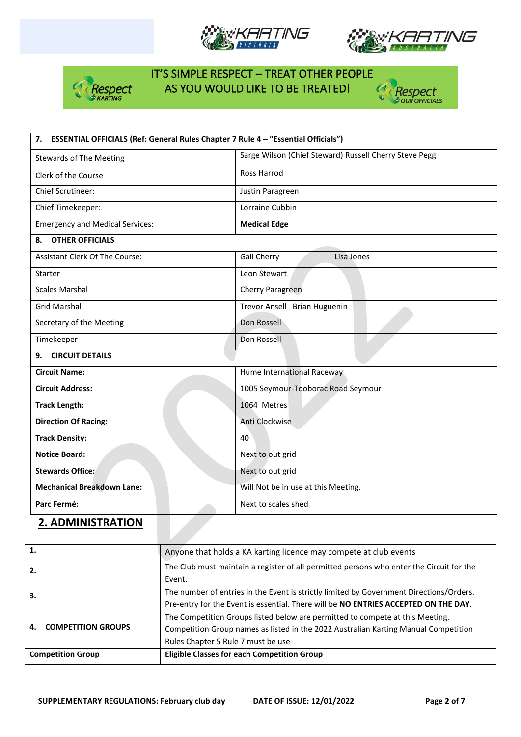IT'S SIMPLE RESPECT – TREAT OTHER PEOPLE AS YOU WOULD LIKE TO BE TREATED!

| 7. ESSENTIAL OFFICIALS (Ref: General Rules Chapter 7 Rule 4 – "Essential Officials") | |
|---|---|
| Stewards of The Meeting | Sarge Wilson (Chief Steward) Russell Cherry Steve Pegg |
| Clerk of the Course | Ross Harrod |
| Chief Scrutineer: | Justin Paragreen |
| Chief Timekeeper: | Lorraine Cubbin |
| Emergency and Medical Services: | **Medical Edge** |
| **8. OTHER OFFICIALS** | |
| Assistant Clerk Of The Course: | Gail Cherry Lisa Jones |
| Starter | Leon Stewart |
| Scales Marshal | Cherry Paragreen |
| Grid Marshal | Trevor Ansell Brian Huguenin |
| Secretary of the Meeting | Don Rossell |
| Timekeeper | Don Rossell |
| **9. CIRCUIT DETAILS** | |
| **Circuit Name:** | Hume International Raceway |
| **Circuit Address:** | 1005 Seymour-Tooborac Road Seymour |
| **Track Length:** | 1064 Metres |
| **Direction Of Racing:** | Anti Clockwise |
| **Track Density:** | 40 |
| **Notice Board:** | Next to out grid |
| **Stewards Office:** | Next to out grid |
| **Mechanical Breakdown Lane:** | Will Not be in use at this Meeting. |
| **Parc Fermé:** | Next to scales shed |

## 2. ADMINISTRATION

| | |
|---|---|
| **1.** | Anyone that holds a KA karting licence may compete at club events |
| **2.** | The Club must maintain a register of all permitted persons who enter the Circuit for the Event. |
| **3.** | The number of entries in the Event is strictly limited by Government Directions/Orders. Pre-entry for the Event is essential. There will be **NO ENTRIES ACCEPTED ON THE DAY**. |
| **4. COMPETITION GROUPS** | The Competition Groups listed below are permitted to compete at this Meeting. Competition Group names as listed in the 2022 Australian Karting Manual Competition Rules Chapter 5 Rule 7 must be use |
| **Competition Group** | **Eligible Classes for each Competition Group** |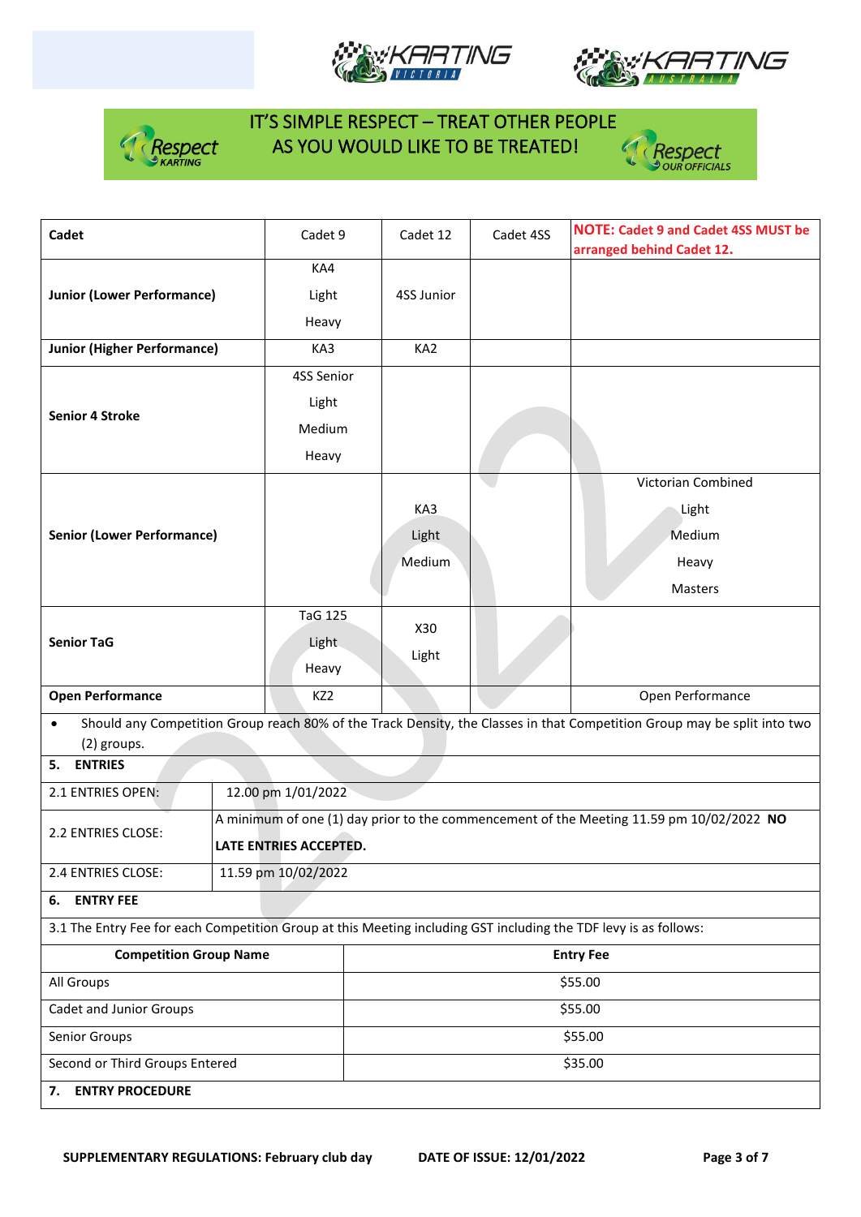IT'S SIMPLE RESPECT – TREAT OTHER PEOPLE AS YOU WOULD LIKE TO BE TREATED!

| Cadet | Cadet 9 | Cadet 12 | Cadet 4SS | **NOTE: Cadet 9 and Cadet 4SS MUST be arranged behind Cadet 12.** |
|---|---|---|---|---|
| **Junior (Lower Performance)** | KA4<br>Light<br>Heavy | 4SS Junior | | |
| **Junior (Higher Performance)** | KA3 | KA2 | | |
| **Senior 4 Stroke** | 4SS Senior<br>Light<br>Medium<br>Heavy | | | |
| **Senior (Lower Performance)** | | KA3<br>Light<br>Medium | | Victorian Combined<br>Light<br>Medium<br>Heavy<br>Masters |
| **Senior TaG** | TaG 125<br>Light<br>Heavy | X30<br>Light | | |
| **Open Performance** | KZ2 | | | Open Performance |

- Should any Competition Group reach 80% of the Track Density, the Classes in that Competition Group may be split into two (2) groups.

## 5. ENTRIES

| | |
|---|---|
| 2.1 ENTRIES OPEN: | 12.00 pm 1/01/2022 |
| 2.2 ENTRIES CLOSE: | A minimum of one (1) day prior to the commencement of the Meeting 11.59 pm 10/02/2022 **NO LATE ENTRIES ACCEPTED.** |
| 2.4 ENTRIES CLOSE: | 11.59 pm 10/02/2022 |

## 6. ENTRY FEE

3.1 The Entry Fee for each Competition Group at this Meeting including GST including the TDF levy is as follows:

| Competition Group Name | Entry Fee |
|---|---|
| All Groups | $55.00 |
| Cadet and Junior Groups | $55.00 |
| Senior Groups | $55.00 |
| Second or Third Groups Entered | $35.00 |

## 7. ENTRY PROCEDURE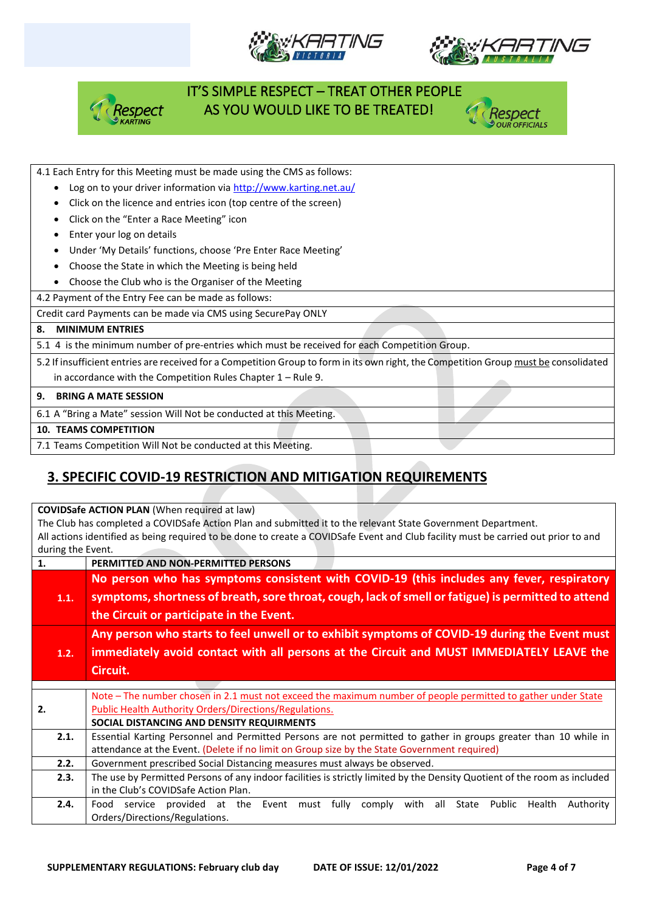IT'S SIMPLE RESPECT – TREAT OTHER PEOPLE AS YOU WOULD LIKE TO BE TREATED!

| |
|---|
| 4.1 Each Entry for this Meeting must be made using the CMS as follows:<br>• Log on to your driver information via http://www.karting.net.au/<br>• Click on the licence and entries icon (top centre of the screen)<br>• Click on the "Enter a Race Meeting" icon<br>• Enter your log on details<br>• Under 'My Details' functions, choose 'Pre Enter Race Meeting'<br>• Choose the State in which the Meeting is being held<br>• Choose the Club who is the Organiser of the Meeting |
| 4.2 Payment of the Entry Fee can be made as follows: |
| Credit card Payments can be made via CMS using SecurePay ONLY |
| **8. MINIMUM ENTRIES** |
| 5.1 4 is the minimum number of pre-entries which must be received for each Competition Group. |
| 5.2 If insufficient entries are received for a Competition Group to form in its own right, the Competition Group must be consolidated in accordance with the Competition Rules Chapter 1 – Rule 9. |
| **9. BRING A MATE SESSION** |
| 6.1 A "Bring a Mate" session Will Not be conducted at this Meeting. |
| **10. TEAMS COMPETITION** |
| 7.1 Teams Competition Will Not be conducted at this Meeting. |

## 3. SPECIFIC COVID-19 RESTRICTION AND MITIGATION REQUIREMENTS

**COVIDSafe ACTION PLAN** (When required at law)
The Club has completed a COVIDSafe Action Plan and submitted it to the relevant State Government Department.
All actions identified as being required to be done to create a COVIDSafe Event and Club facility must be carried out prior to and during the Event.

| | |
|---|---|
| **1.** | **PERMITTED AND NON-PERMITTED PERSONS** |
| **1.1.** | **No person who has symptoms consistent with COVID-19 (this includes any fever, respiratory symptoms, shortness of breath, sore throat, cough, lack of smell or fatigue) is permitted to attend the Circuit or participate in the Event.** |
| **1.2.** | **Any person who starts to feel unwell or to exhibit symptoms of COVID-19 during the Event must immediately avoid contact with all persons at the Circuit and MUST IMMEDIATELY LEAVE the Circuit.** |
| **2.** | Note – The number chosen in 2.1 must not exceed the maximum number of people permitted to gather under State Public Health Authority Orders/Directions/Regulations.<br>**SOCIAL DISTANCING AND DENSITY REQUIRMENTS** |
| **2.1.** | Essential Karting Personnel and Permitted Persons are not permitted to gather in groups greater than 10 while in attendance at the Event. (Delete if no limit on Group size by the State Government required) |
| **2.2.** | Government prescribed Social Distancing measures must always be observed. |
| **2.3.** | The use by Permitted Persons of any indoor facilities is strictly limited by the Density Quotient of the room as included in the Club's COVIDSafe Action Plan. |
| **2.4.** | Food service provided at the Event must fully comply with all State Public Health Authority Orders/Directions/Regulations. |

SUPPLEMENTARY REGULATIONS: February club day DATE OF ISSUE: 12/01/2022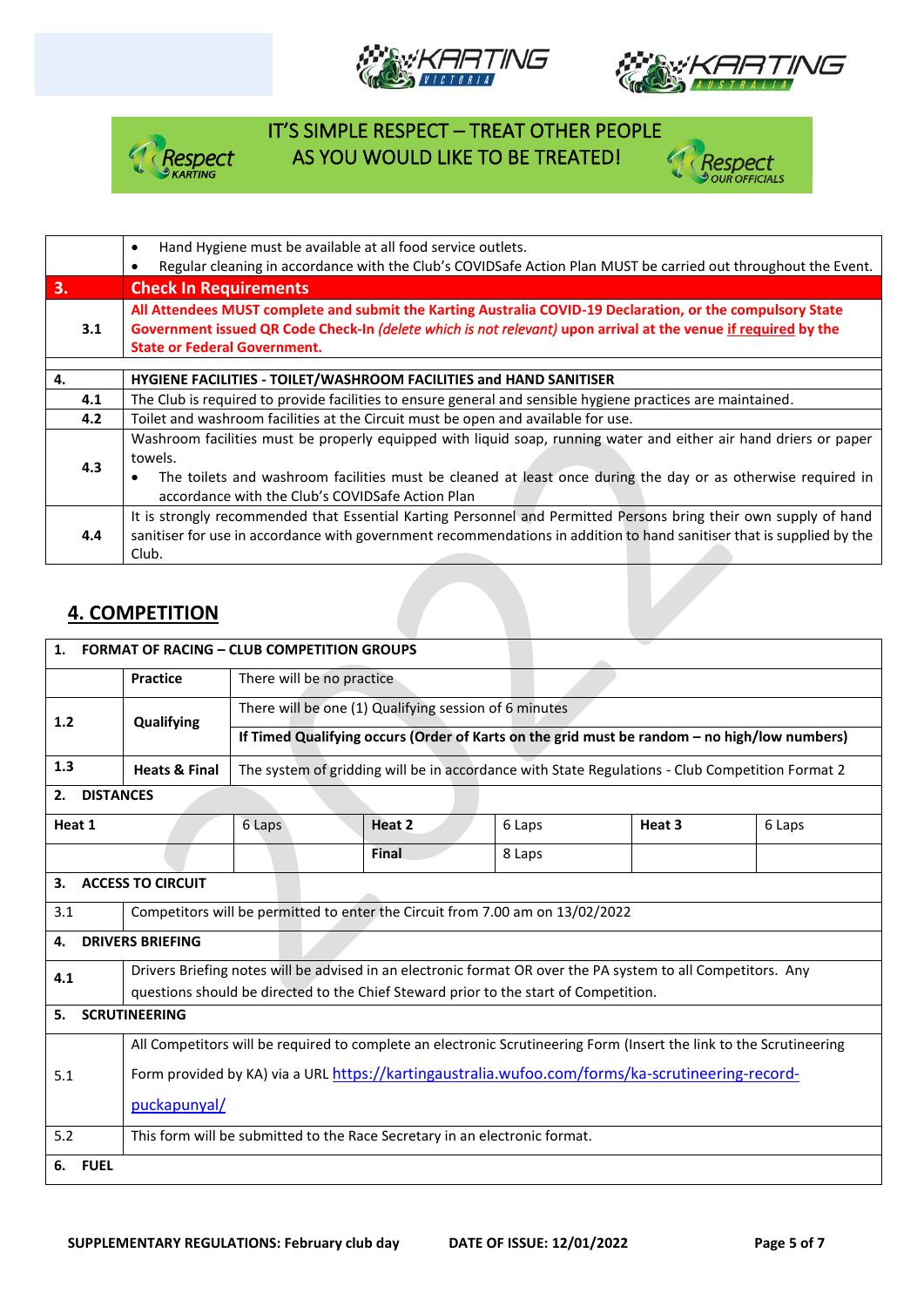IT'S SIMPLE RESPECT – TREAT OTHER PEOPLE AS YOU WOULD LIKE TO BE TREATED!

| | |
|---|---|
| | • Hand Hygiene must be available at all food service outlets.<br>• Regular cleaning in accordance with the Club's COVIDSafe Action Plan MUST be carried out throughout the Event. |
| **3.** | **Check In Requirements** |
| **3.1** | **All Attendees MUST complete and submit the Karting Australia COVID-19 Declaration, or the compulsory State Government issued QR Code Check-In *(delete which is not relevant)* upon arrival at the venue <u>if required</u> by the State or Federal Government.** |
| | |
| **4.** | **HYGIENE FACILITIES - TOILET/WASHROOM FACILITIES and HAND SANITISER** |
| **4.1** | The Club is required to provide facilities to ensure general and sensible hygiene practices are maintained. |
| **4.2** | Toilet and washroom facilities at the Circuit must be open and available for use. |
| **4.3** | Washroom facilities must be properly equipped with liquid soap, running water and either air hand driers or paper towels.<br>• The toilets and washroom facilities must be cleaned at least once during the day or as otherwise required in accordance with the Club's COVIDSafe Action Plan |
| **4.4** | It is strongly recommended that Essential Karting Personnel and Permitted Persons bring their own supply of hand sanitiser for use in accordance with government recommendations in addition to hand sanitiser that is supplied by the Club. |

## 4. COMPETITION

| | | | | | |
|---|---|---|---|---|---|
| **1. FORMAT OF RACING – CLUB COMPETITION GROUPS** | | | | | |
| | **Practice** | There will be no practice | | | |
| 1.2 | **Qualifying** | There will be one (1) Qualifying session of 6 minutes | | | |
| | | **If Timed Qualifying occurs (Order of Karts on the grid must be random – no high/low numbers)** | | | |
| 1.3 | **Heats & Final** | The system of gridding will be in accordance with State Regulations - Club Competition Format 2 | | | |
| **2. DISTANCES** | | | | | |
| **Heat 1** | 6 Laps | **Heat 2** | 6 Laps | **Heat 3** | 6 Laps |
| | | **Final** | 8 Laps | | |
| **3. ACCESS TO CIRCUIT** | | | | | |
| 3.1 | Competitors will be permitted to enter the Circuit from 7.00 am on 13/02/2022 | | | | |
| **4. DRIVERS BRIEFING** | | | | | |
| 4.1 | Drivers Briefing notes will be advised in an electronic format OR over the PA system to all Competitors. Any questions should be directed to the Chief Steward prior to the start of Competition. | | | | |
| **5. SCRUTINEERING** | | | | | |
| 5.1 | All Competitors will be required to complete an electronic Scrutineering Form (Insert the link to the Scrutineering Form provided by KA) via a URL https://kartingaustralia.wufoo.com/forms/ka-scrutineering-record-puckapunyal/ | | | | |
| 5.2 | This form will be submitted to the Race Secretary in an electronic format. | | | | |
| **6. FUEL** | | | | | |

**SUPPLEMENTARY REGULATIONS: February club day** **DATE OF ISSUE: 12/01/2022**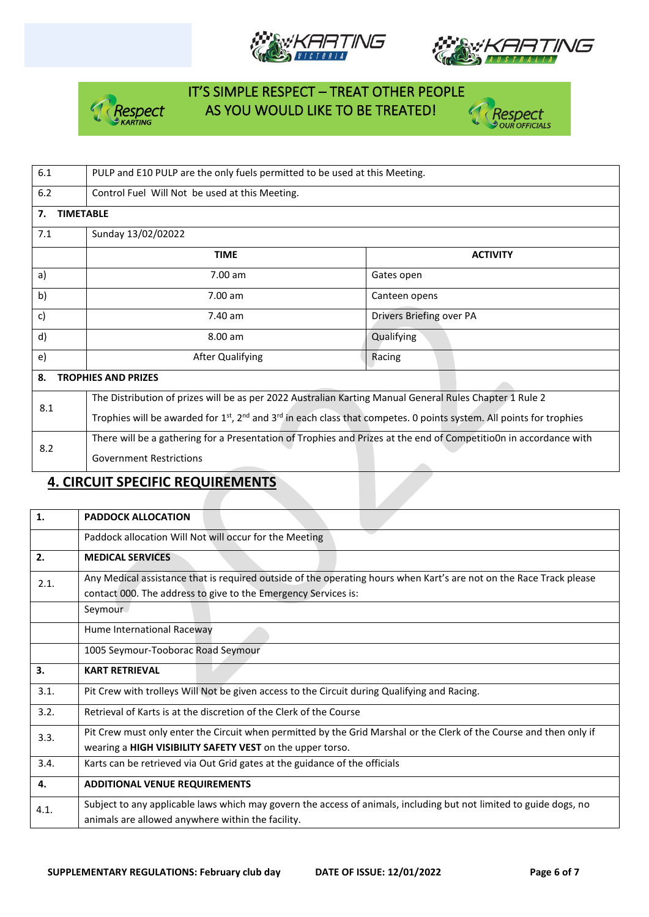IT'S SIMPLE RESPECT – TREAT OTHER PEOPLE AS YOU WOULD LIKE TO BE TREATED!

| | |
|---|---|
| 6.1 | PULP and E10 PULP are the only fuels permitted to be used at this Meeting. |
| 6.2 | Control Fuel Will Not be used at this Meeting. |
| **7.** | **TIMETABLE** |
| 7.1 | Sunday 13/02/02022 |

| | TIME | ACTIVITY |
|---|---|---|
| a) | 7.00 am | Gates open |
| b) | 7.00 am | Canteen opens |
| c) | 7.40 am | Drivers Briefing over PA |
| d) | 8.00 am | Qualifying |
| e) | After Qualifying | Racing |

| | |
|---|---|
| **8.** | **TROPHIES AND PRIZES** |
| 8.1 | The Distribution of prizes will be as per 2022 Australian Karting Manual General Rules Chapter 1 Rule 2<br>Trophies will be awarded for 1st, 2nd and 3rd in each class that competes. 0 points system. All points for trophies |
| 8.2 | There will be a gathering for a Presentation of Trophies and Prizes at the end of Competitio0n in accordance with Government Restrictions |

## 4. CIRCUIT SPECIFIC REQUIREMENTS

| | |
|---|---|
| **1.** | **PADDOCK ALLOCATION** |
| | Paddock allocation Will Not will occur for the Meeting |
| **2.** | **MEDICAL SERVICES** |
| 2.1. | Any Medical assistance that is required outside of the operating hours when Kart's are not on the Race Track please contact 000. The address to give to the Emergency Services is: |
| | Seymour |
| | Hume International Raceway |
| | 1005 Seymour-Tooborac Road Seymour |
| **3.** | **KART RETRIEVAL** |
| 3.1. | Pit Crew with trolleys Will Not be given access to the Circuit during Qualifying and Racing. |
| 3.2. | Retrieval of Karts is at the discretion of the Clerk of the Course |
| 3.3. | Pit Crew must only enter the Circuit when permitted by the Grid Marshal or the Clerk of the Course and then only if wearing a **HIGH VISIBILITY SAFETY VEST** on the upper torso. |
| 3.4. | Karts can be retrieved via Out Grid gates at the guidance of the officials |
| **4.** | **ADDITIONAL VENUE REQUIREMENTS** |
| 4.1. | Subject to any applicable laws which may govern the access of animals, including but not limited to guide dogs, no animals are allowed anywhere within the facility. |

**SUPPLEMENTARY REGULATIONS: February club day** **DATE OF ISSUE: 12/01/2022**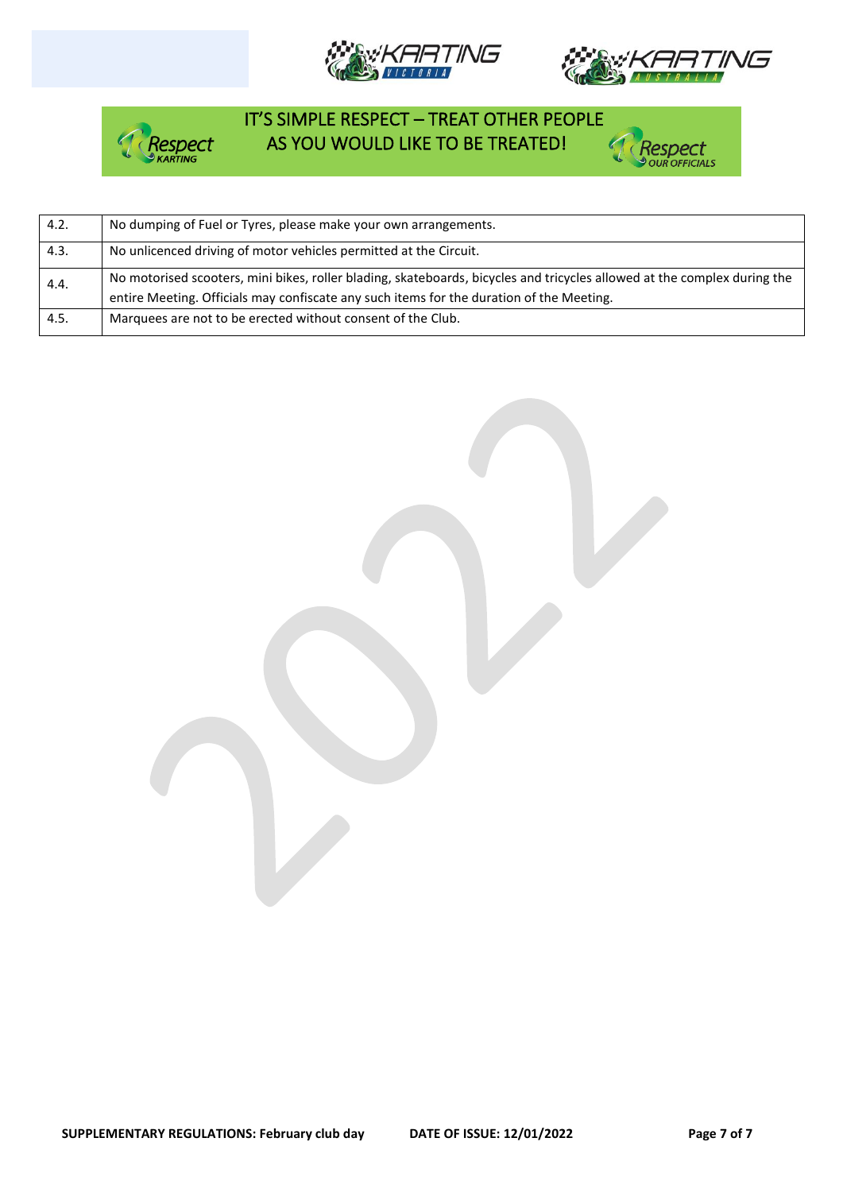IT'S SIMPLE RESPECT – TREAT OTHER PEOPLE AS YOU WOULD LIKE TO BE TREATED!

| | |
|---|---|
| 4.2. | No dumping of Fuel or Tyres, please make your own arrangements. |
| 4.3. | No unlicenced driving of motor vehicles permitted at the Circuit. |
| 4.4. | No motorised scooters, mini bikes, roller blading, skateboards, bicycles and tricycles allowed at the complex during the entire Meeting. Officials may confiscate any such items for the duration of the Meeting. |
| 4.5. | Marquees are not to be erected without consent of the Club. |